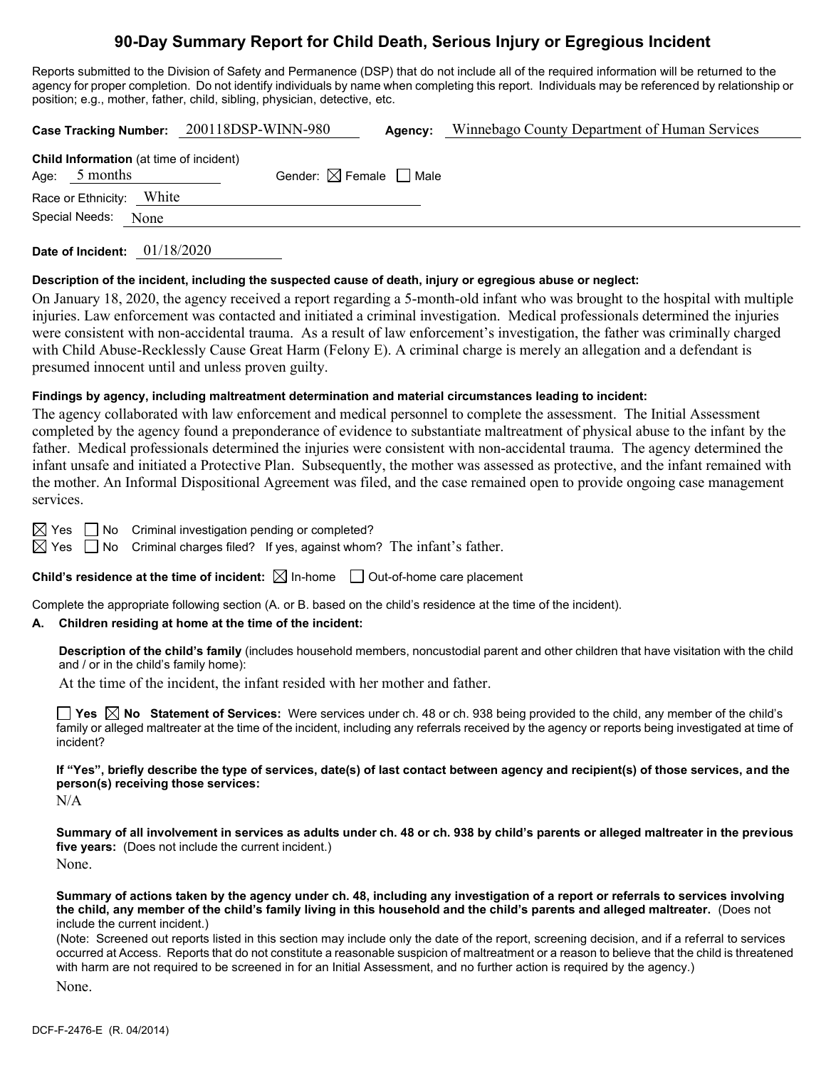# 90-Day Summary Report for Child Death, Serious Injury or Egregious Incident

Reports submitted to the Division of Safety and Permanence (DSP) that do not include all of the required information will be returned to the agency for proper completion. Do not identify individuals by name when completing this report. Individuals may be referenced by relationship or position; e.g., mother, father, child, sibling, physician, detective, etc.

**Case Tracking Number:** 200118DSP-WINN-980 **Agency:** Winnebago County Department of Human Services

**Child Information** (at time of incident)

Age: 5 months Gender: ☒ Female ☐ Male

Race or Ethnicity: White

Special Needs: None

**Date of Incident:** 01/18/2020

**Description of the incident, including the suspected cause of death, injury or egregious abuse or neglect:**

On January 18, 2020, the agency received a report regarding a 5-month-old infant who was brought to the hospital with multiple injuries. Law enforcement was contacted and initiated a criminal investigation. Medical professionals determined the injuries were consistent with non-accidental trauma. As a result of law enforcement's investigation, the father was criminally charged with Child Abuse-Recklessly Cause Great Harm (Felony E). A criminal charge is merely an allegation and a defendant is presumed innocent until and unless proven guilty.

**Findings by agency, including maltreatment determination and material circumstances leading to incident:**

The agency collaborated with law enforcement and medical personnel to complete the assessment. The Initial Assessment completed by the agency found a preponderance of evidence to substantiate maltreatment of physical abuse to the infant by the father. Medical professionals determined the injuries were consistent with non-accidental trauma. The agency determined the infant unsafe and initiated a Protective Plan. Subsequently, the mother was assessed as protective, and the infant remained with the mother. An Informal Dispositional Agreement was filed, and the case remained open to provide ongoing case management services.

☒ Yes ☐ No Criminal investigation pending or completed?

☒ Yes ☐ No Criminal charges filed? If yes, against whom? The infant's father.

**Child's residence at the time of incident:** ☒ In-home ☐ Out-of-home care placement

Complete the appropriate following section (A. or B. based on the child's residence at the time of the incident).

**A. Children residing at home at the time of the incident:**

**Description of the child's family** (includes household members, noncustodial parent and other children that have visitation with the child and / or in the child's family home):

At the time of the incident, the infant resided with her mother and father.

☐ **Yes** ☒ **No Statement of Services:** Were services under ch. 48 or ch. 938 being provided to the child, any member of the child's family or alleged maltreater at the time of the incident, including any referrals received by the agency or reports being investigated at time of incident?

**If "Yes", briefly describe the type of services, date(s) of last contact between agency and recipient(s) of those services, and the person(s) receiving those services:**

N/A

**Summary of all involvement in services as adults under ch. 48 or ch. 938 by child's parents or alleged maltreater in the previous five years:** (Does not include the current incident.)

None.

**Summary of actions taken by the agency under ch. 48, including any investigation of a report or referrals to services involving the child, any member of the child's family living in this household and the child's parents and alleged maltreater.** (Does not include the current incident.)

(Note: Screened out reports listed in this section may include only the date of the report, screening decision, and if a referral to services occurred at Access. Reports that do not constitute a reasonable suspicion of maltreatment or a reason to believe that the child is threatened with harm are not required to be screened in for an Initial Assessment, and no further action is required by the agency.)

None.

DCF-F-2476-E (R. 04/2014)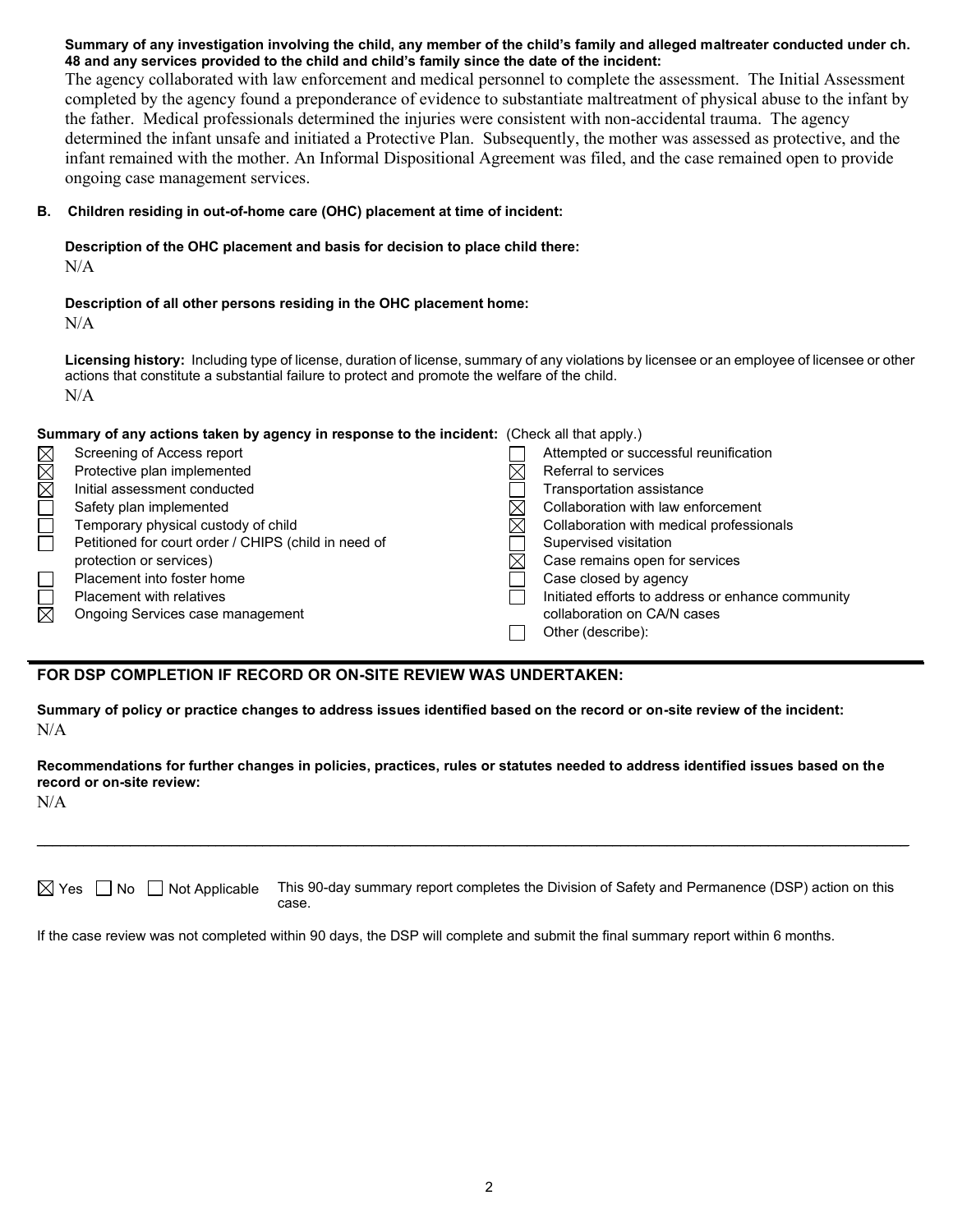**Summary of any investigation involving the child, any member of the child's family and alleged maltreater conducted under ch. 48 and any services provided to the child and child's family since the date of the incident:**

The agency collaborated with law enforcement and medical personnel to complete the assessment. The Initial Assessment completed by the agency found a preponderance of evidence to substantiate maltreatment of physical abuse to the infant by the father. Medical professionals determined the injuries were consistent with non-accidental trauma. The agency determined the infant unsafe and initiated a Protective Plan. Subsequently, the mother was assessed as protective, and the infant remained with the mother. An Informal Dispositional Agreement was filed, and the case remained open to provide ongoing case management services.

**B. Children residing in out-of-home care (OHC) placement at time of incident:**

**Description of the OHC placement and basis for decision to place child there:**

N/A

**Description of all other persons residing in the OHC placement home:**

N/A

**Licensing history:** Including type of license, duration of license, summary of any violations by licensee or an employee of licensee or other actions that constitute a substantial failure to protect and promote the welfare of the child.

N/A

**Summary of any actions taken by agency in response to the incident:** (Check all that apply.)

- ☒ Screening of Access report
- ☒ Protective plan implemented
- ☒ Initial assessment conducted
- ☐ Safety plan implemented
- ☐ Temporary physical custody of child
- ☐ Petitioned for court order / CHIPS (child in need of protection or services)
- ☐ Placement into foster home
- ☐ Placement with relatives
- ☒ Ongoing Services case management
- ☐ Attempted or successful reunification
- ☒ Referral to services
- ☐ Transportation assistance
- ☒ Collaboration with law enforcement
- ☒ Collaboration with medical professionals
- ☐ Supervised visitation
- ☒ Case remains open for services
- ☐ Case closed by agency
- ☐ Initiated efforts to address or enhance community collaboration on CA/N cases
- ☐ Other (describe):

## FOR DSP COMPLETION IF RECORD OR ON-SITE REVIEW WAS UNDERTAKEN:

**Summary of policy or practice changes to address issues identified based on the record or on-site review of the incident:**

N/A

**Recommendations for further changes in policies, practices, rules or statutes needed to address identified issues based on the record or on-site review:**

N/A

---

☒ Yes ☐ No ☐ Not Applicable This 90-day summary report completes the Division of Safety and Permanence (DSP) action on this case.

If the case review was not completed within 90 days, the DSP will complete and submit the final summary report within 6 months.